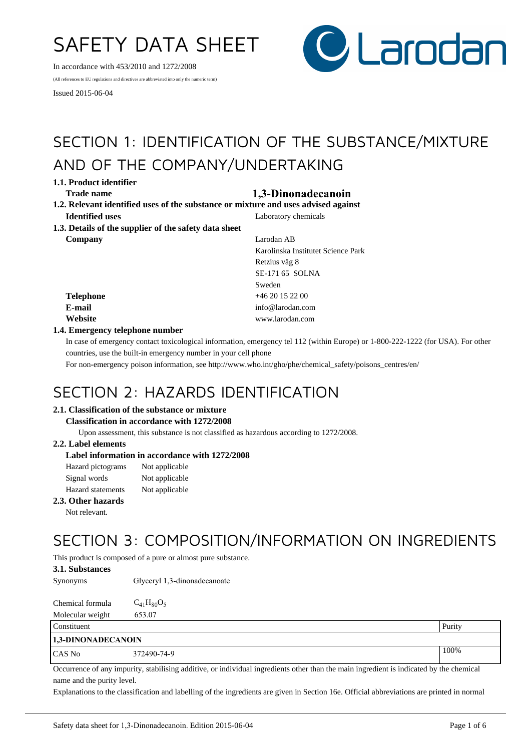# SAFETY DATA SHEET

In accordance with 453/2010 and 1272/2008

(All references to EU regulations and directives are abbreviated into only the numeric term)

Issued 2015-06-04

## SECTION 1: IDENTIFICATION OF THE SUBSTANCE/MIXTURE AND OF THE COMPANY/UNDERTAKING

**1.1. Product identifier**

**Trade name** **1,3-Dinonadecanoin**

**1.2. Relevant identified uses of the substance or mixture and uses advised against**

**Identified uses** Laboratory chemicals

**1.3. Details of the supplier of the safety data sheet**

**Company**
Larodan AB
Karolinska Institutet Science Park
Retzius väg 8
SE-171 65 SOLNA
Sweden

**Telephone** +46 20 15 22 00
**E-mail** info@larodan.com
**Website** www.larodan.com

**1.4. Emergency telephone number**

In case of emergency contact toxicological information, emergency tel 112 (within Europe) or 1-800-222-1222 (for USA). For other countries, use the built-in emergency number in your cell phone

For non-emergency poison information, see http://www.who.int/gho/phe/chemical_safety/poisons_centres/en/

## SECTION 2: HAZARDS IDENTIFICATION

**2.1. Classification of the substance or mixture**

**Classification in accordance with 1272/2008**

Upon assessment, this substance is not classified as hazardous according to 1272/2008.

**2.2. Label elements**

**Label information in accordance with 1272/2008**

Hazard pictograms Not applicable
Signal words Not applicable
Hazard statements Not applicable

**2.3. Other hazards**

Not relevant.

## SECTION 3: COMPOSITION/INFORMATION ON INGREDIENTS

This product is composed of a pure or almost pure substance.

**3.1. Substances**

Synonyms Glyceryl 1,3-dinonadecanoate

Chemical formula $C_{41}H_{80}O_5$
Molecular weight 653.07

| Constituent | | Purity |
|---|---|---|
| **1,3-DINONADECANOIN** | | |
| CAS No | 372490-74-9 | 100% |

Occurrence of any impurity, stabilising additive, or individual ingredients other than the main ingredient is indicated by the chemical name and the purity level.

Explanations to the classification and labelling of the ingredients are given in Section 16e. Official abbreviations are printed in normal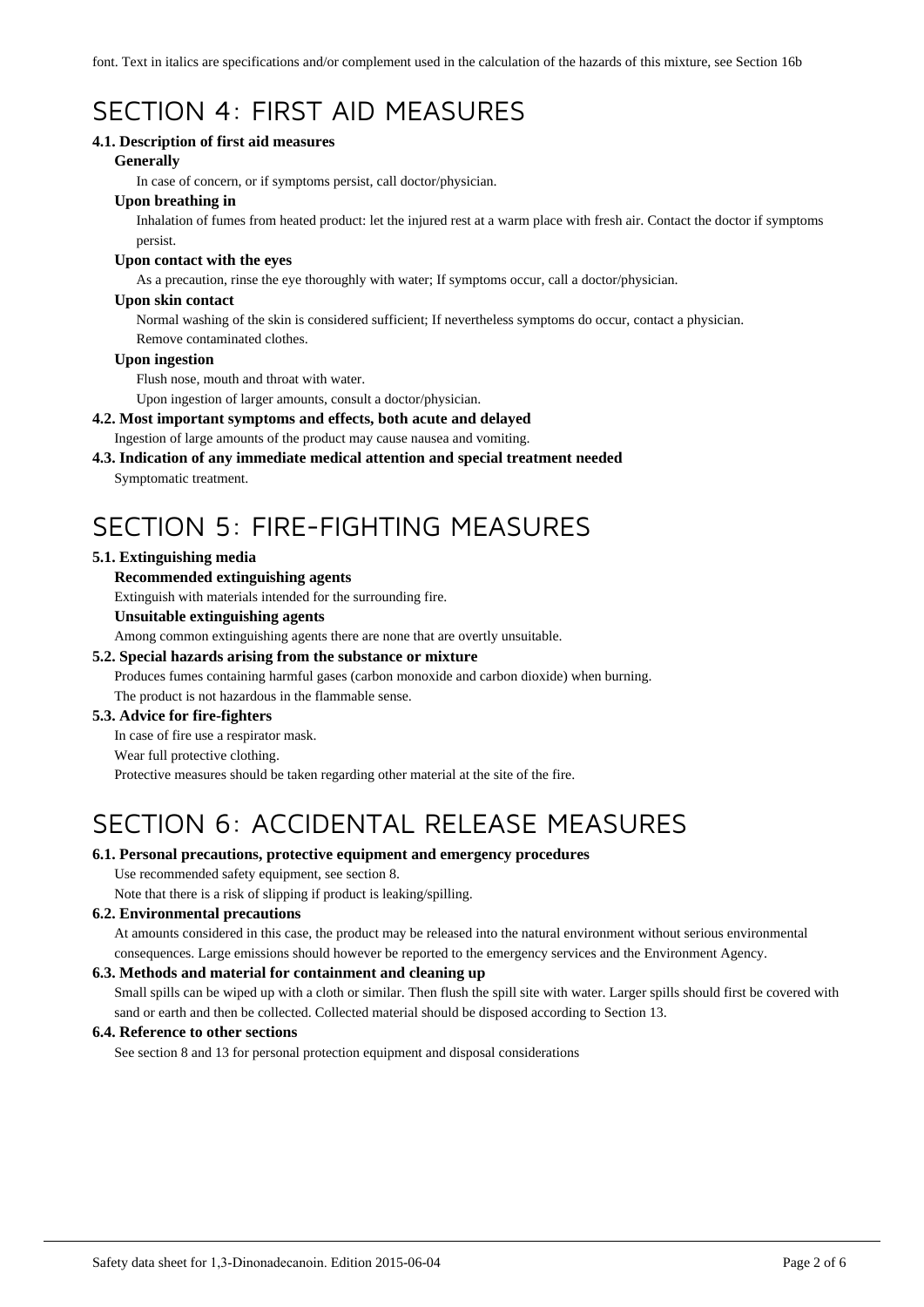font. Text in italics are specifications and/or complement used in the calculation of the hazards of this mixture, see Section 16b

# SECTION 4: FIRST AID MEASURES

### 4.1. Description of first aid measures

**Generally**

In case of concern, or if symptoms persist, call doctor/physician.

**Upon breathing in**

Inhalation of fumes from heated product: let the injured rest at a warm place with fresh air. Contact the doctor if symptoms persist.

**Upon contact with the eyes**

As a precaution, rinse the eye thoroughly with water; If symptoms occur, call a doctor/physician.

**Upon skin contact**

Normal washing of the skin is considered sufficient; If nevertheless symptoms do occur, contact a physician.
Remove contaminated clothes.

**Upon ingestion**

Flush nose, mouth and throat with water.
Upon ingestion of larger amounts, consult a doctor/physician.

### 4.2. Most important symptoms and effects, both acute and delayed

Ingestion of large amounts of the product may cause nausea and vomiting.

### 4.3. Indication of any immediate medical attention and special treatment needed

Symptomatic treatment.

# SECTION 5: FIRE-FIGHTING MEASURES

### 5.1. Extinguishing media

**Recommended extinguishing agents**

Extinguish with materials intended for the surrounding fire.

**Unsuitable extinguishing agents**

Among common extinguishing agents there are none that are overtly unsuitable.

### 5.2. Special hazards arising from the substance or mixture

Produces fumes containing harmful gases (carbon monoxide and carbon dioxide) when burning.
The product is not hazardous in the flammable sense.

### 5.3. Advice for fire-fighters

In case of fire use a respirator mask.
Wear full protective clothing.
Protective measures should be taken regarding other material at the site of the fire.

# SECTION 6: ACCIDENTAL RELEASE MEASURES

### 6.1. Personal precautions, protective equipment and emergency procedures

Use recommended safety equipment, see section 8.
Note that there is a risk of slipping if product is leaking/spilling.

### 6.2. Environmental precautions

At amounts considered in this case, the product may be released into the natural environment without serious environmental consequences. Large emissions should however be reported to the emergency services and the Environment Agency.

### 6.3. Methods and material for containment and cleaning up

Small spills can be wiped up with a cloth or similar. Then flush the spill site with water. Larger spills should first be covered with sand or earth and then be collected. Collected material should be disposed according to Section 13.

### 6.4. Reference to other sections

See section 8 and 13 for personal protection equipment and disposal considerations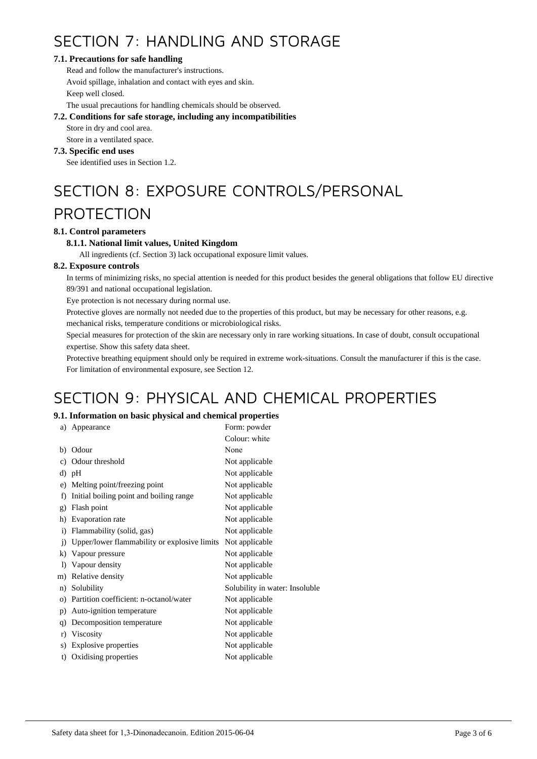# SECTION 7: HANDLING AND STORAGE

### 7.1. Precautions for safe handling

Read and follow the manufacturer's instructions.

Avoid spillage, inhalation and contact with eyes and skin.

Keep well closed.

The usual precautions for handling chemicals should be observed.

### 7.2. Conditions for safe storage, including any incompatibilities

Store in dry and cool area.

Store in a ventilated space.

### 7.3. Specific end uses

See identified uses in Section 1.2.

# SECTION 8: EXPOSURE CONTROLS/PERSONAL PROTECTION

### 8.1. Control parameters

#### 8.1.1. National limit values, United Kingdom

All ingredients (cf. Section 3) lack occupational exposure limit values.

### 8.2. Exposure controls

In terms of minimizing risks, no special attention is needed for this product besides the general obligations that follow EU directive 89/391 and national occupational legislation.

Eye protection is not necessary during normal use.

Protective gloves are normally not needed due to the properties of this product, but may be necessary for other reasons, e.g. mechanical risks, temperature conditions or microbiological risks.

Special measures for protection of the skin are necessary only in rare working situations. In case of doubt, consult occupational expertise. Show this safety data sheet.

Protective breathing equipment should only be required in extreme work-situations. Consult the manufacturer if this is the case.

For limitation of environmental exposure, see Section 12.

# SECTION 9: PHYSICAL AND CHEMICAL PROPERTIES

### 9.1. Information on basic physical and chemical properties

| Property | Value |
|---|---|
| a) Appearance | Form: powder<br>Colour: white |
| b) Odour | None |
| c) Odour threshold | Not applicable |
| d) pH | Not applicable |
| e) Melting point/freezing point | Not applicable |
| f) Initial boiling point and boiling range | Not applicable |
| g) Flash point | Not applicable |
| h) Evaporation rate | Not applicable |
| i) Flammability (solid, gas) | Not applicable |
| j) Upper/lower flammability or explosive limits | Not applicable |
| k) Vapour pressure | Not applicable |
| l) Vapour density | Not applicable |
| m) Relative density | Not applicable |
| n) Solubility | Solubility in water: Insoluble |
| o) Partition coefficient: n-octanol/water | Not applicable |
| p) Auto-ignition temperature | Not applicable |
| q) Decomposition temperature | Not applicable |
| r) Viscosity | Not applicable |
| s) Explosive properties | Not applicable |
| t) Oxidising properties | Not applicable |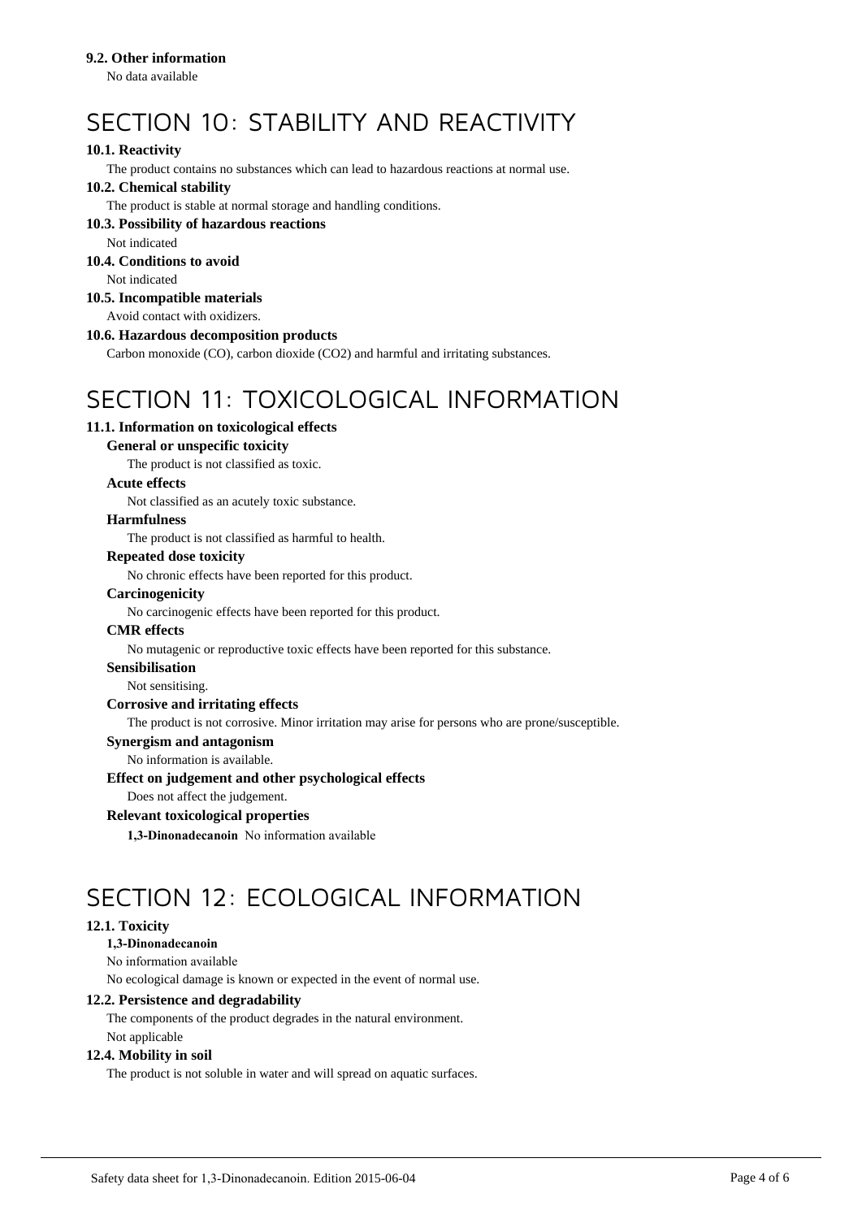### 9.2. Other information

No data available

# SECTION 10: STABILITY AND REACTIVITY

### 10.1. Reactivity

The product contains no substances which can lead to hazardous reactions at normal use.

### 10.2. Chemical stability

The product is stable at normal storage and handling conditions.

### 10.3. Possibility of hazardous reactions

Not indicated

### 10.4. Conditions to avoid

Not indicated

### 10.5. Incompatible materials

Avoid contact with oxidizers.

### 10.6. Hazardous decomposition products

Carbon monoxide (CO), carbon dioxide ($CO_2$) and harmful and irritating substances.

# SECTION 11: TOXICOLOGICAL INFORMATION

### 11.1. Information on toxicological effects

**General or unspecific toxicity**

The product is not classified as toxic.

**Acute effects**

Not classified as an acutely toxic substance.

**Harmfulness**

The product is not classified as harmful to health.

**Repeated dose toxicity**

No chronic effects have been reported for this product.

**Carcinogenicity**

No carcinogenic effects have been reported for this product.

**CMR effects**

No mutagenic or reproductive toxic effects have been reported for this substance.

**Sensibilisation**

Not sensitising.

**Corrosive and irritating effects**

The product is not corrosive. Minor irritation may arise for persons who are prone/susceptible.

**Synergism and antagonism**

No information is available.

**Effect on judgement and other psychological effects**

Does not affect the judgement.

**Relevant toxicological properties**

**1,3-Dinonadecanoin** No information available

# SECTION 12: ECOLOGICAL INFORMATION

### 12.1. Toxicity

**1,3-Dinonadecanoin**

No information available

No ecological damage is known or expected in the event of normal use.

### 12.2. Persistence and degradability

The components of the product degrades in the natural environment.

Not applicable

### 12.4. Mobility in soil

The product is not soluble in water and will spread on aquatic surfaces.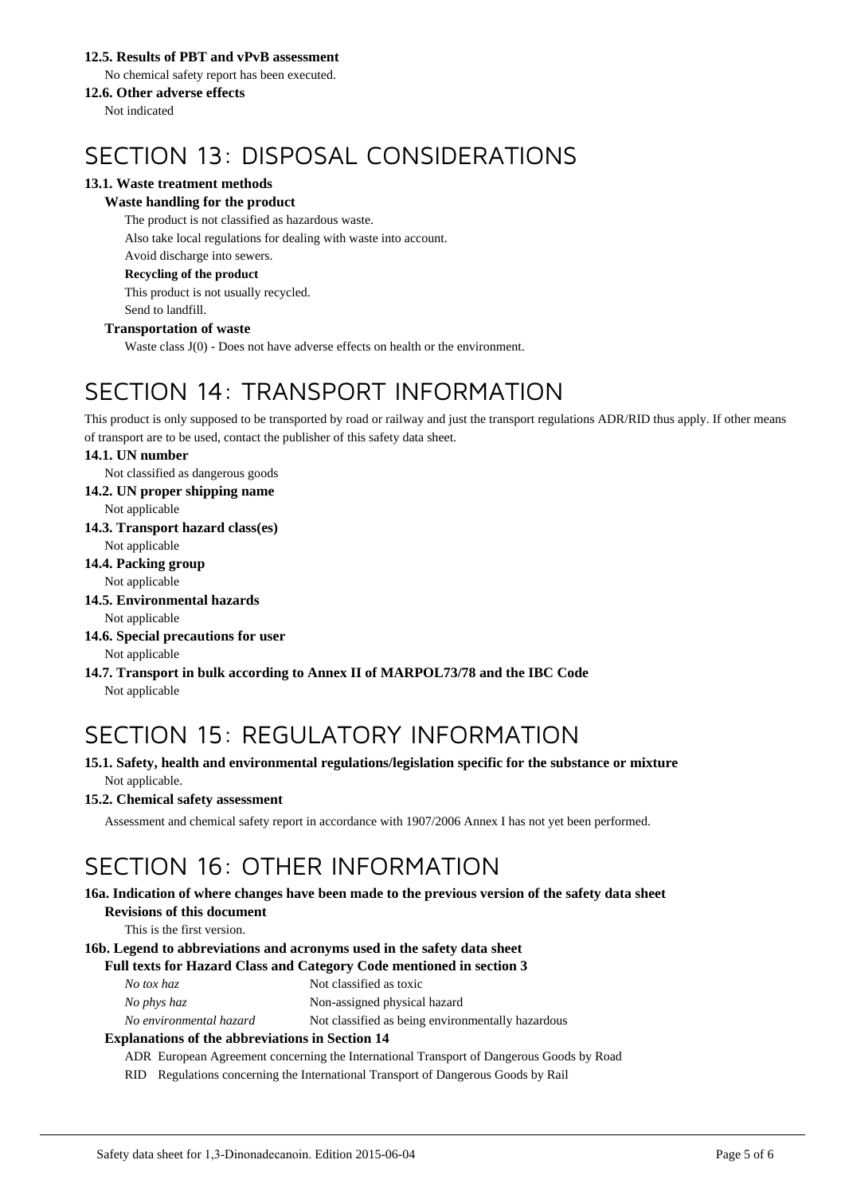### 12.5. Results of PBT and vPvB assessment

No chemical safety report has been executed.

### 12.6. Other adverse effects

Not indicated

# SECTION 13: DISPOSAL CONSIDERATIONS

### 13.1. Waste treatment methods

**Waste handling for the product**

The product is not classified as hazardous waste.

Also take local regulations for dealing with waste into account.

Avoid discharge into sewers.

**Recycling of the product**

This product is not usually recycled.

Send to landfill.

**Transportation of waste**

Waste class J(0) - Does not have adverse effects on health or the environment.

# SECTION 14: TRANSPORT INFORMATION

This product is only supposed to be transported by road or railway and just the transport regulations ADR/RID thus apply. If other means of transport are to be used, contact the publisher of this safety data sheet.

### 14.1. UN number

Not classified as dangerous goods

### 14.2. UN proper shipping name

Not applicable

### 14.3. Transport hazard class(es)

Not applicable

### 14.4. Packing group

Not applicable

### 14.5. Environmental hazards

Not applicable

### 14.6. Special precautions for user

Not applicable

### 14.7. Transport in bulk according to Annex II of MARPOL73/78 and the IBC Code

Not applicable

# SECTION 15: REGULATORY INFORMATION

### 15.1. Safety, health and environmental regulations/legislation specific for the substance or mixture

Not applicable.

### 15.2. Chemical safety assessment

Assessment and chemical safety report in accordance with 1907/2006 Annex I has not yet been performed.

# SECTION 16: OTHER INFORMATION

### 16a. Indication of where changes have been made to the previous version of the safety data sheet

**Revisions of this document**

This is the first version.

### 16b. Legend to abbreviations and acronyms used in the safety data sheet

**Full texts for Hazard Class and Category Code mentioned in section 3**

| | |
|---|---|
| *No tox haz* | Not classified as toxic |
| *No phys haz* | Non-assigned physical hazard |
| *No environmental hazard* | Not classified as being environmentally hazardous |

**Explanations of the abbreviations in Section 14**

ADR European Agreement concerning the International Transport of Dangerous Goods by Road

RID Regulations concerning the International Transport of Dangerous Goods by Rail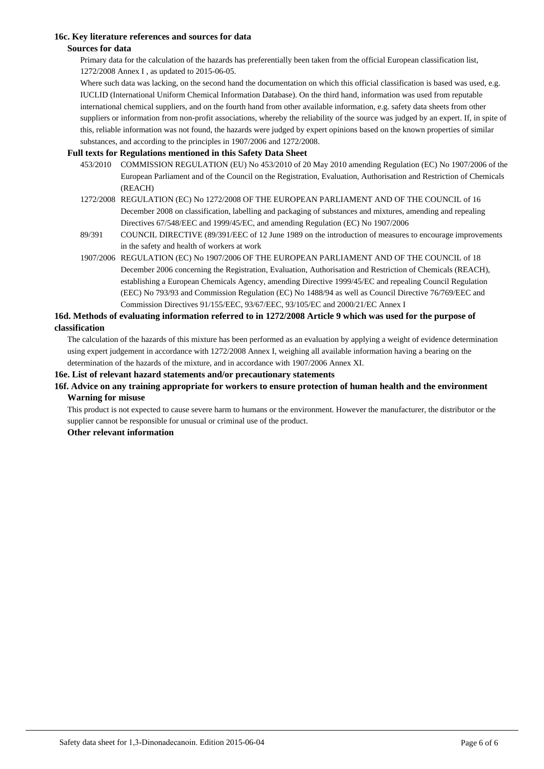### 16c. Key literature references and sources for data

**Sources for data**

Primary data for the calculation of the hazards has preferentially been taken from the official European classification list, 1272/2008 Annex I , as updated to 2015-06-05.

Where such data was lacking, on the second hand the documentation on which this official classification is based was used, e.g. IUCLID (International Uniform Chemical Information Database). On the third hand, information was used from reputable international chemical suppliers, and on the fourth hand from other available information, e.g. safety data sheets from other suppliers or information from non-profit associations, whereby the reliability of the source was judged by an expert. If, in spite of this, reliable information was not found, the hazards were judged by expert opinions based on the known properties of similar substances, and according to the principles in 1907/2006 and 1272/2008.

**Full texts for Regulations mentioned in this Safety Data Sheet**

| | |
|---|---|
| 453/2010 | COMMISSION REGULATION (EU) No 453/2010 of 20 May 2010 amending Regulation (EC) No 1907/2006 of the European Parliament and of the Council on the Registration, Evaluation, Authorisation and Restriction of Chemicals (REACH) |
| 1272/2008 | REGULATION (EC) No 1272/2008 OF THE EUROPEAN PARLIAMENT AND OF THE COUNCIL of 16 December 2008 on classification, labelling and packaging of substances and mixtures, amending and repealing Directives 67/548/EEC and 1999/45/EC, and amending Regulation (EC) No 1907/2006 |
| 89/391 | COUNCIL DIRECTIVE (89/391/EEC of 12 June 1989 on the introduction of measures to encourage improvements in the safety and health of workers at work |
| 1907/2006 | REGULATION (EC) No 1907/2006 OF THE EUROPEAN PARLIAMENT AND OF THE COUNCIL of 18 December 2006 concerning the Registration, Evaluation, Authorisation and Restriction of Chemicals (REACH), establishing a European Chemicals Agency, amending Directive 1999/45/EC and repealing Council Regulation (EEC) No 793/93 and Commission Regulation (EC) No 1488/94 as well as Council Directive 76/769/EEC and Commission Directives 91/155/EEC, 93/67/EEC, 93/105/EC and 2000/21/EC Annex I |

### 16d. Methods of evaluating information referred to in 1272/2008 Article 9 which was used for the purpose of classification

The calculation of the hazards of this mixture has been performed as an evaluation by applying a weight of evidence determination using expert judgement in accordance with 1272/2008 Annex I, weighing all available information having a bearing on the determination of the hazards of the mixture, and in accordance with 1907/2006 Annex XI.

### 16e. List of relevant hazard statements and/or precautionary statements

### 16f. Advice on any training appropriate for workers to ensure protection of human health and the environment

**Warning for misuse**

This product is not expected to cause severe harm to humans or the environment. However the manufacturer, the distributor or the supplier cannot be responsible for unusual or criminal use of the product.

**Other relevant information**